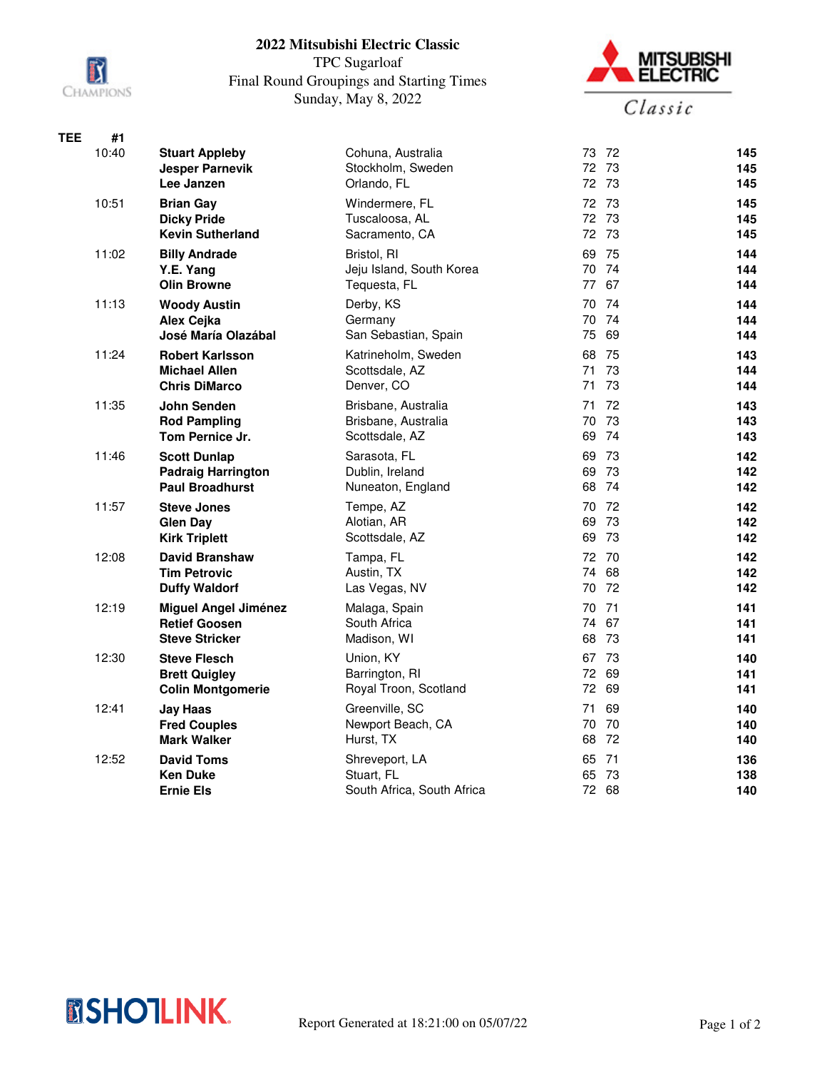# 2022 Mitsubishi Electric Classic

TPC Sugarloaf
Final Round Groupings and Starting Times
Sunday, May 8, 2022

| TEE #1 | Player | Hometown | R1 | R2 | Total |
|---|---|---|---|---|---|
| 10:40 | **Stuart Appleby** | Cohuna, Australia | 73 | 72 | **145** |
| | **Jesper Parnevik** | Stockholm, Sweden | 72 | 73 | **145** |
| | **Lee Janzen** | Orlando, FL | 72 | 73 | **145** |
| 10:51 | **Brian Gay** | Windermere, FL | 72 | 73 | **145** |
| | **Dicky Pride** | Tuscaloosa, AL | 72 | 73 | **145** |
| | **Kevin Sutherland** | Sacramento, CA | 72 | 73 | **145** |
| 11:02 | **Billy Andrade** | Bristol, RI | 69 | 75 | **144** |
| | **Y.E. Yang** | Jeju Island, South Korea | 70 | 74 | **144** |
| | **Olin Browne** | Tequesta, FL | 77 | 67 | **144** |
| 11:13 | **Woody Austin** | Derby, KS | 70 | 74 | **144** |
| | **Alex Cejka** | Germany | 70 | 74 | **144** |
| | **José María Olazábal** | San Sebastian, Spain | 75 | 69 | **144** |
| 11:24 | **Robert Karlsson** | Katrineholm, Sweden | 68 | 75 | **143** |
| | **Michael Allen** | Scottsdale, AZ | 71 | 73 | **144** |
| | **Chris DiMarco** | Denver, CO | 71 | 73 | **144** |
| 11:35 | **John Senden** | Brisbane, Australia | 71 | 72 | **143** |
| | **Rod Pampling** | Brisbane, Australia | 70 | 73 | **143** |
| | **Tom Pernice Jr.** | Scottsdale, AZ | 69 | 74 | **143** |
| 11:46 | **Scott Dunlap** | Sarasota, FL | 69 | 73 | **142** |
| | **Padraig Harrington** | Dublin, Ireland | 69 | 73 | **142** |
| | **Paul Broadhurst** | Nuneaton, England | 68 | 74 | **142** |
| 11:57 | **Steve Jones** | Tempe, AZ | 70 | 72 | **142** |
| | **Glen Day** | Alotian, AR | 69 | 73 | **142** |
| | **Kirk Triplett** | Scottsdale, AZ | 69 | 73 | **142** |
| 12:08 | **David Branshaw** | Tampa, FL | 72 | 70 | **142** |
| | **Tim Petrovic** | Austin, TX | 74 | 68 | **142** |
| | **Duffy Waldorf** | Las Vegas, NV | 70 | 72 | **142** |
| 12:19 | **Miguel Angel Jiménez** | Malaga, Spain | 70 | 71 | **141** |
| | **Retief Goosen** | South Africa | 74 | 67 | **141** |
| | **Steve Stricker** | Madison, WI | 68 | 73 | **141** |
| 12:30 | **Steve Flesch** | Union, KY | 67 | 73 | **140** |
| | **Brett Quigley** | Barrington, RI | 72 | 69 | **141** |
| | **Colin Montgomerie** | Royal Troon, Scotland | 72 | 69 | **141** |
| 12:41 | **Jay Haas** | Greenville, SC | 71 | 69 | **140** |
| | **Fred Couples** | Newport Beach, CA | 70 | 70 | **140** |
| | **Mark Walker** | Hurst, TX | 68 | 72 | **140** |
| 12:52 | **David Toms** | Shreveport, LA | 65 | 71 | **136** |
| | **Ken Duke** | Stuart, FL | 65 | 73 | **138** |
| | **Ernie Els** | South Africa, South Africa | 72 | 68 | **140** |

Report Generated at 18:21:00 on 05/07/22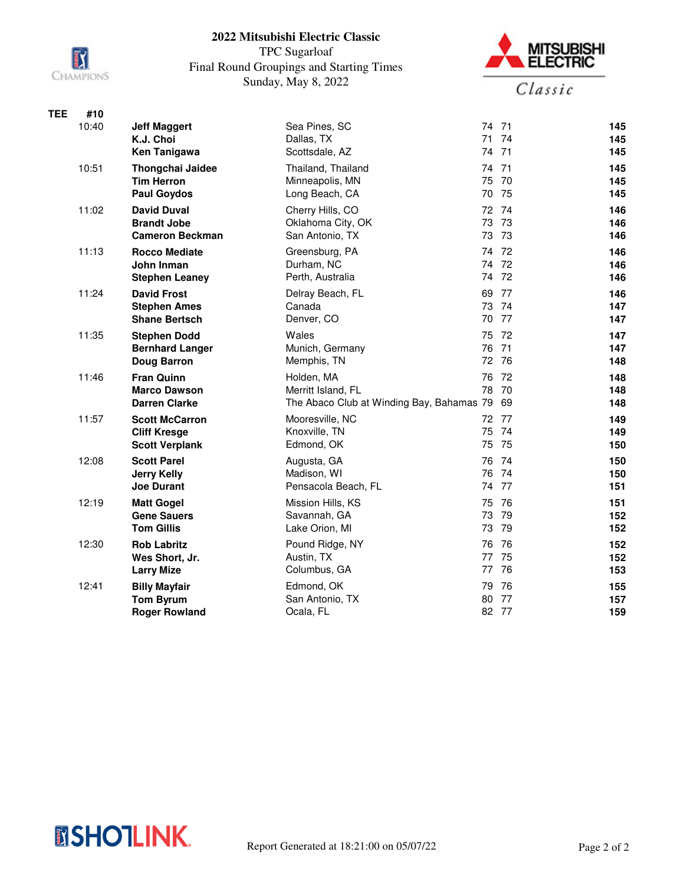# 2022 Mitsubishi Electric Classic

TPC Sugarloaf
Final Round Groupings and Starting Times
Sunday, May 8, 2022

| TEE #10 | Player | Hometown | R1 | R2 | Total |
|---|---|---|---|---|---|
| 10:40 | **Jeff Maggert** | Sea Pines, SC | 74 | 71 | **145** |
| | **K.J. Choi** | Dallas, TX | 71 | 74 | **145** |
| | **Ken Tanigawa** | Scottsdale, AZ | 74 | 71 | **145** |
| 10:51 | **Thongchai Jaidee** | Thailand, Thailand | 74 | 71 | **145** |
| | **Tim Herron** | Minneapolis, MN | 75 | 70 | **145** |
| | **Paul Goydos** | Long Beach, CA | 70 | 75 | **145** |
| 11:02 | **David Duval** | Cherry Hills, CO | 72 | 74 | **146** |
| | **Brandt Jobe** | Oklahoma City, OK | 73 | 73 | **146** |
| | **Cameron Beckman** | San Antonio, TX | 73 | 73 | **146** |
| 11:13 | **Rocco Mediate** | Greensburg, PA | 74 | 72 | **146** |
| | **John Inman** | Durham, NC | 74 | 72 | **146** |
| | **Stephen Leaney** | Perth, Australia | 74 | 72 | **146** |
| 11:24 | **David Frost** | Delray Beach, FL | 69 | 77 | **146** |
| | **Stephen Ames** | Canada | 73 | 74 | **147** |
| | **Shane Bertsch** | Denver, CO | 70 | 77 | **147** |
| 11:35 | **Stephen Dodd** | Wales | 75 | 72 | **147** |
| | **Bernhard Langer** | Munich, Germany | 76 | 71 | **147** |
| | **Doug Barron** | Memphis, TN | 72 | 76 | **148** |
| 11:46 | **Fran Quinn** | Holden, MA | 76 | 72 | **148** |
| | **Marco Dawson** | Merritt Island, FL | 78 | 70 | **148** |
| | **Darren Clarke** | The Abaco Club at Winding Bay, Bahamas | 79 | 69 | **148** |
| 11:57 | **Scott McCarron** | Mooresville, NC | 72 | 77 | **149** |
| | **Cliff Kresge** | Knoxville, TN | 75 | 74 | **149** |
| | **Scott Verplank** | Edmond, OK | 75 | 75 | **150** |
| 12:08 | **Scott Parel** | Augusta, GA | 76 | 74 | **150** |
| | **Jerry Kelly** | Madison, WI | 76 | 74 | **150** |
| | **Joe Durant** | Pensacola Beach, FL | 74 | 77 | **151** |
| 12:19 | **Matt Gogel** | Mission Hills, KS | 75 | 76 | **151** |
| | **Gene Sauers** | Savannah, GA | 73 | 79 | **152** |
| | **Tom Gillis** | Lake Orion, MI | 73 | 79 | **152** |
| 12:30 | **Rob Labritz** | Pound Ridge, NY | 76 | 76 | **152** |
| | **Wes Short, Jr.** | Austin, TX | 77 | 75 | **152** |
| | **Larry Mize** | Columbus, GA | 77 | 76 | **153** |
| 12:41 | **Billy Mayfair** | Edmond, OK | 79 | 76 | **155** |
| | **Tom Byrum** | San Antonio, TX | 80 | 77 | **157** |
| | **Roger Rowland** | Ocala, FL | 82 | 77 | **159** |

Report Generated at 18:21:00 on 05/07/22